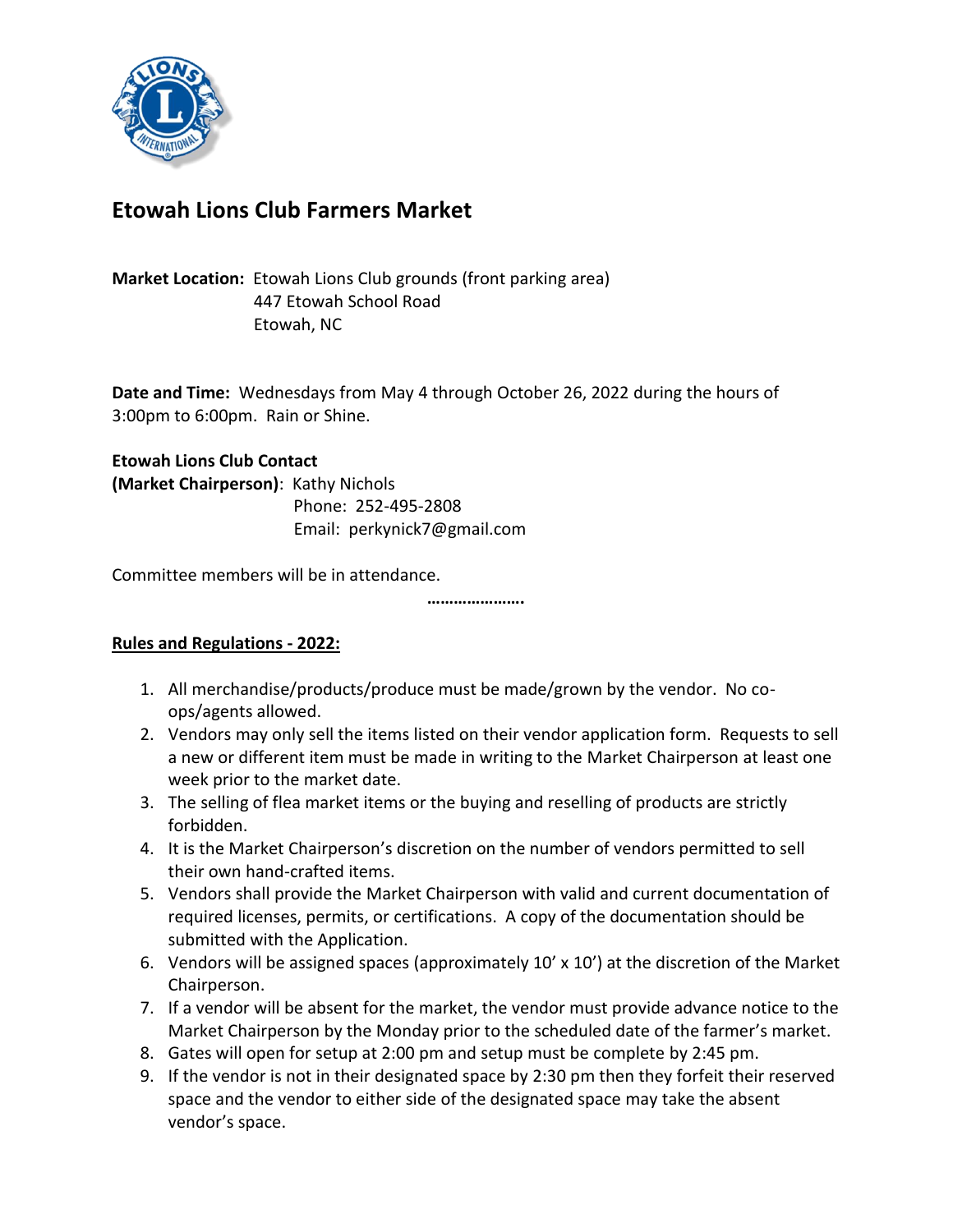# Etowah Lions Club Farmers Market

**Market Location:** Etowah Lions Club grounds (front parking area)
447 Etowah School Road
Etowah, NC

**Date and Time:** Wednesdays from May 4 through October 26, 2022 during the hours of 3:00pm to 6:00pm. Rain or Shine.

**Etowah Lions Club Contact**
**(Market Chairperson)**: Kathy Nichols
Phone: 252-495-2808
Email: perkynick7@gmail.com

Committee members will be in attendance.

…………………

## Rules and Regulations - 2022:

1. All merchandise/products/produce must be made/grown by the vendor. No co-ops/agents allowed.
2. Vendors may only sell the items listed on their vendor application form. Requests to sell a new or different item must be made in writing to the Market Chairperson at least one week prior to the market date.
3. The selling of flea market items or the buying and reselling of products are strictly forbidden.
4. It is the Market Chairperson's discretion on the number of vendors permitted to sell their own hand-crafted items.
5. Vendors shall provide the Market Chairperson with valid and current documentation of required licenses, permits, or certifications. A copy of the documentation should be submitted with the Application.
6. Vendors will be assigned spaces (approximately 10' x 10') at the discretion of the Market Chairperson.
7. If a vendor will be absent for the market, the vendor must provide advance notice to the Market Chairperson by the Monday prior to the scheduled date of the farmer's market.
8. Gates will open for setup at 2:00 pm and setup must be complete by 2:45 pm.
9. If the vendor is not in their designated space by 2:30 pm then they forfeit their reserved space and the vendor to either side of the designated space may take the absent vendor's space.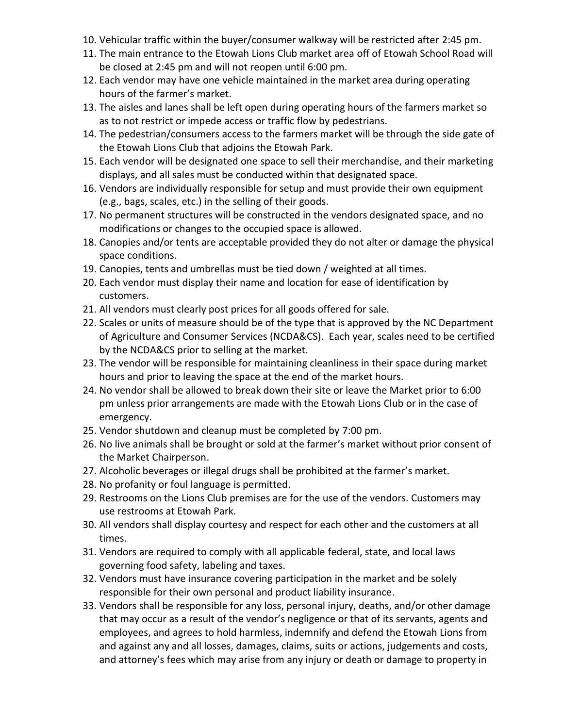10. Vehicular traffic within the buyer/consumer walkway will be restricted after 2:45 pm.
11. The main entrance to the Etowah Lions Club market area off of Etowah School Road will be closed at 2:45 pm and will not reopen until 6:00 pm.
12. Each vendor may have one vehicle maintained in the market area during operating hours of the farmer's market.
13. The aisles and lanes shall be left open during operating hours of the farmers market so as to not restrict or impede access or traffic flow by pedestrians.
14. The pedestrian/consumers access to the farmers market will be through the side gate of the Etowah Lions Club that adjoins the Etowah Park.
15. Each vendor will be designated one space to sell their merchandise, and their marketing displays, and all sales must be conducted within that designated space.
16. Vendors are individually responsible for setup and must provide their own equipment (e.g., bags, scales, etc.) in the selling of their goods.
17. No permanent structures will be constructed in the vendors designated space, and no modifications or changes to the occupied space is allowed.
18. Canopies and/or tents are acceptable provided they do not alter or damage the physical space conditions.
19. Canopies, tents and umbrellas must be tied down / weighted at all times.
20. Each vendor must display their name and location for ease of identification by customers.
21. All vendors must clearly post prices for all goods offered for sale.
22. Scales or units of measure should be of the type that is approved by the NC Department of Agriculture and Consumer Services (NCDA&CS). Each year, scales need to be certified by the NCDA&CS prior to selling at the market.
23. The vendor will be responsible for maintaining cleanliness in their space during market hours and prior to leaving the space at the end of the market hours.
24. No vendor shall be allowed to break down their site or leave the Market prior to 6:00 pm unless prior arrangements are made with the Etowah Lions Club or in the case of emergency.
25. Vendor shutdown and cleanup must be completed by 7:00 pm.
26. No live animals shall be brought or sold at the farmer's market without prior consent of the Market Chairperson.
27. Alcoholic beverages or illegal drugs shall be prohibited at the farmer's market.
28. No profanity or foul language is permitted.
29. Restrooms on the Lions Club premises are for the use of the vendors. Customers may use restrooms at Etowah Park.
30. All vendors shall display courtesy and respect for each other and the customers at all times.
31. Vendors are required to comply with all applicable federal, state, and local laws governing food safety, labeling and taxes.
32. Vendors must have insurance covering participation in the market and be solely responsible for their own personal and product liability insurance.
33. Vendors shall be responsible for any loss, personal injury, deaths, and/or other damage that may occur as a result of the vendor's negligence or that of its servants, agents and employees, and agrees to hold harmless, indemnify and defend the Etowah Lions from and against any and all losses, damages, claims, suits or actions, judgements and costs, and attorney's fees which may arise from any injury or death or damage to property in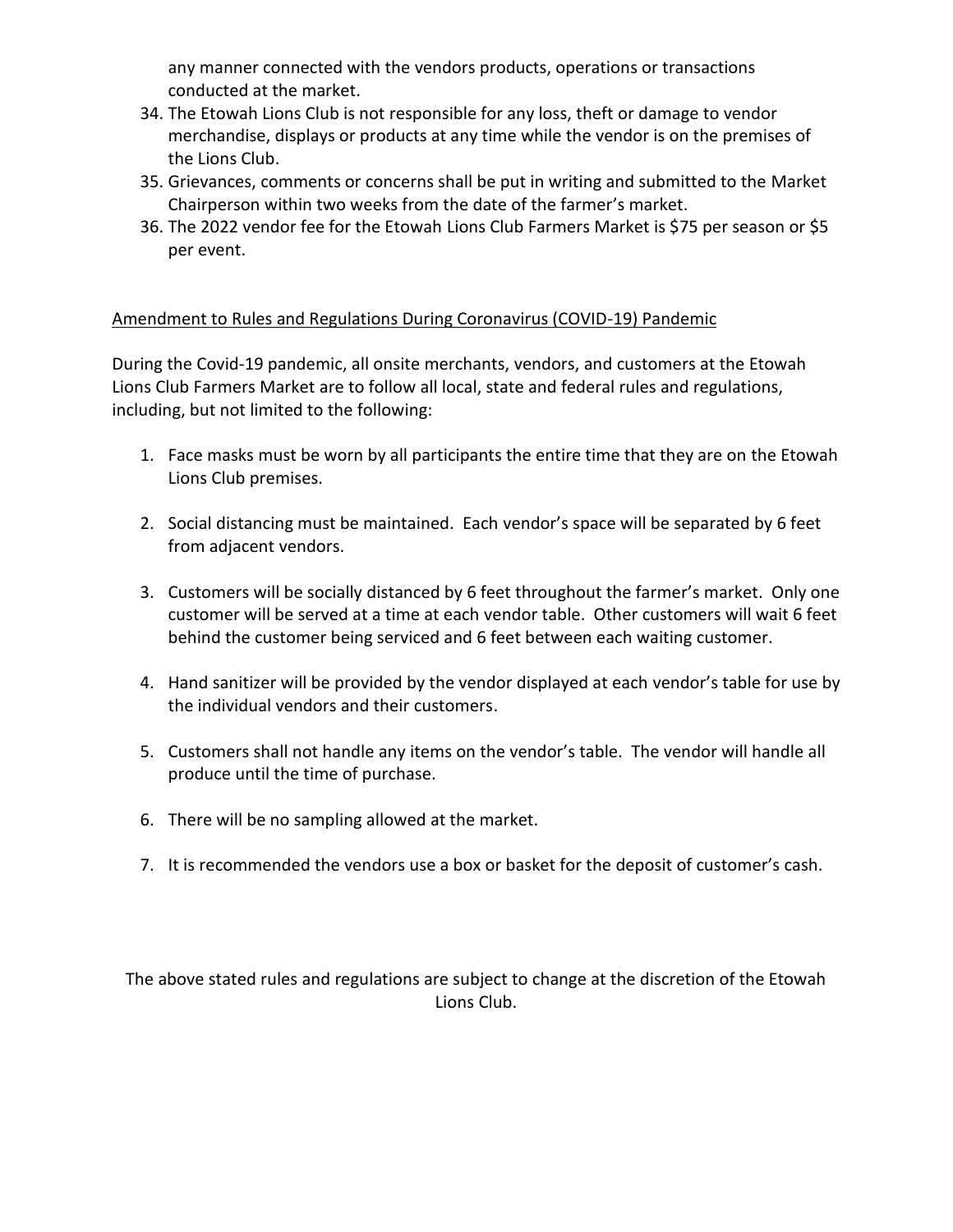any manner connected with the vendors products, operations or transactions conducted at the market.

34. The Etowah Lions Club is not responsible for any loss, theft or damage to vendor merchandise, displays or products at any time while the vendor is on the premises of the Lions Club.
35. Grievances, comments or concerns shall be put in writing and submitted to the Market Chairperson within two weeks from the date of the farmer's market.
36. The 2022 vendor fee for the Etowah Lions Club Farmers Market is $75 per season or $5 per event.

<u>Amendment to Rules and Regulations During Coronavirus (COVID-19) Pandemic</u>

During the Covid-19 pandemic, all onsite merchants, vendors, and customers at the Etowah Lions Club Farmers Market are to follow all local, state and federal rules and regulations, including, but not limited to the following:

1. Face masks must be worn by all participants the entire time that they are on the Etowah Lions Club premises.

2. Social distancing must be maintained. Each vendor's space will be separated by 6 feet from adjacent vendors.

3. Customers will be socially distanced by 6 feet throughout the farmer's market. Only one customer will be served at a time at each vendor table. Other customers will wait 6 feet behind the customer being serviced and 6 feet between each waiting customer.

4. Hand sanitizer will be provided by the vendor displayed at each vendor's table for use by the individual vendors and their customers.

5. Customers shall not handle any items on the vendor's table. The vendor will handle all produce until the time of purchase.

6. There will be no sampling allowed at the market.

7. It is recommended the vendors use a box or basket for the deposit of customer's cash.

The above stated rules and regulations are subject to change at the discretion of the Etowah Lions Club.